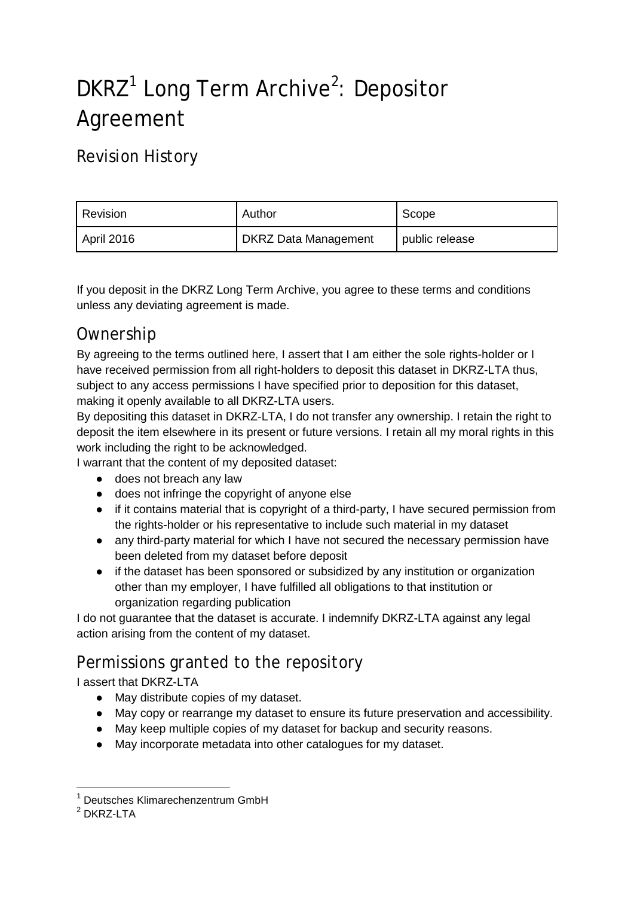# DKRZ[1] Long Term Archive[2]: Depositor Agreement

## Revision History

| Revision | Author | Scope |
| --- | --- | --- |
| April 2016 | DKRZ Data Management | public release |

If you deposit in the DKRZ Long Term Archive, you agree to these terms and conditions unless any deviating agreement is made.

## Ownership

By agreeing to the terms outlined here, I assert that I am either the sole rights-holder or I have received permission from all right-holders to deposit this dataset in DKRZ-LTA thus, subject to any access permissions I have specified prior to deposition for this dataset, making it openly available to all DKRZ-LTA users.

By depositing this dataset in DKRZ-LTA, I do not transfer any ownership. I retain the right to deposit the item elsewhere in its present or future versions. I retain all my moral rights in this work including the right to be acknowledged.

I warrant that the content of my deposited dataset:

- does not breach any law
- does not infringe the copyright of anyone else
- if it contains material that is copyright of a third-party, I have secured permission from the rights-holder or his representative to include such material in my dataset
- any third-party material for which I have not secured the necessary permission have been deleted from my dataset before deposit
- if the dataset has been sponsored or subsidized by any institution or organization other than my employer, I have fulfilled all obligations to that institution or organization regarding publication

I do not guarantee that the dataset is accurate. I indemnify DKRZ-LTA against any legal action arising from the content of my dataset.

## Permissions granted to the repository

I assert that DKRZ-LTA

- May distribute copies of my dataset.
- May copy or rearrange my dataset to ensure its future preservation and accessibility.
- May keep multiple copies of my dataset for backup and security reasons.
- May incorporate metadata into other catalogues for my dataset.

---

[1] Deutsches Klimarechenzentrum GmbH

[2] DKRZ-LTA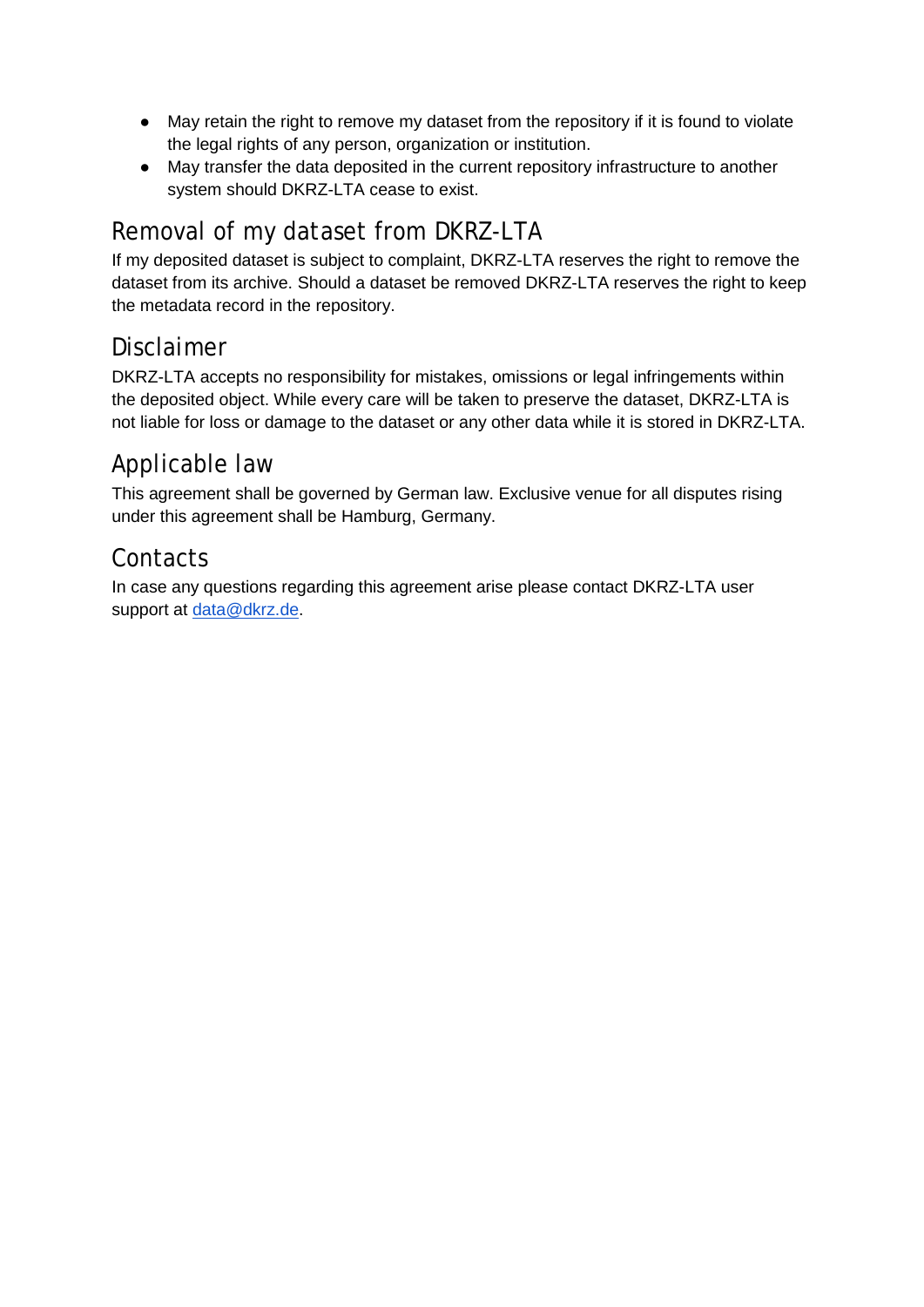- May retain the right to remove my dataset from the repository if it is found to violate the legal rights of any person, organization or institution.
- May transfer the data deposited in the current repository infrastructure to another system should DKRZ-LTA cease to exist.

## Removal of my dataset from DKRZ-LTA

If my deposited dataset is subject to complaint, DKRZ-LTA reserves the right to remove the dataset from its archive. Should a dataset be removed DKRZ-LTA reserves the right to keep the metadata record in the repository.

## Disclaimer

DKRZ-LTA accepts no responsibility for mistakes, omissions or legal infringements within the deposited object. While every care will be taken to preserve the dataset, DKRZ-LTA is not liable for loss or damage to the dataset or any other data while it is stored in DKRZ-LTA.

## Applicable law

This agreement shall be governed by German law. Exclusive venue for all disputes rising under this agreement shall be Hamburg, Germany.

## Contacts

In case any questions regarding this agreement arise please contact DKRZ-LTA user support at data@dkrz.de.